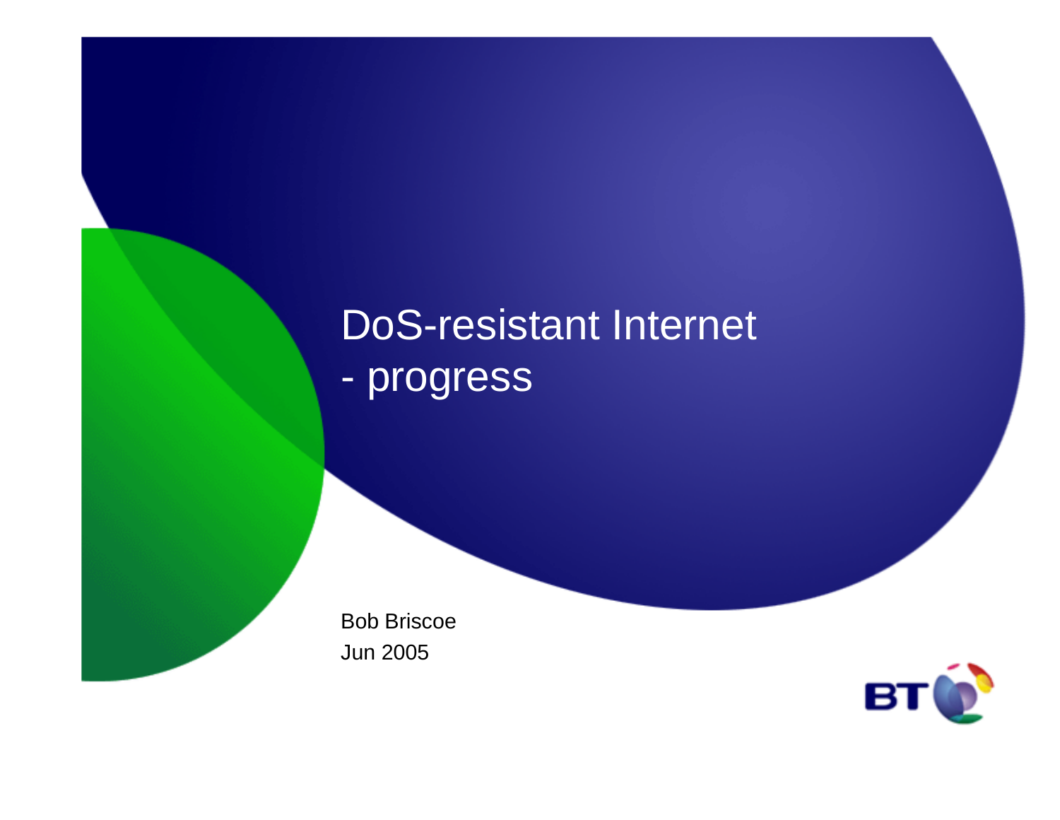# DoS-resistant Internet - progress

Bob Briscoe
Jun 2005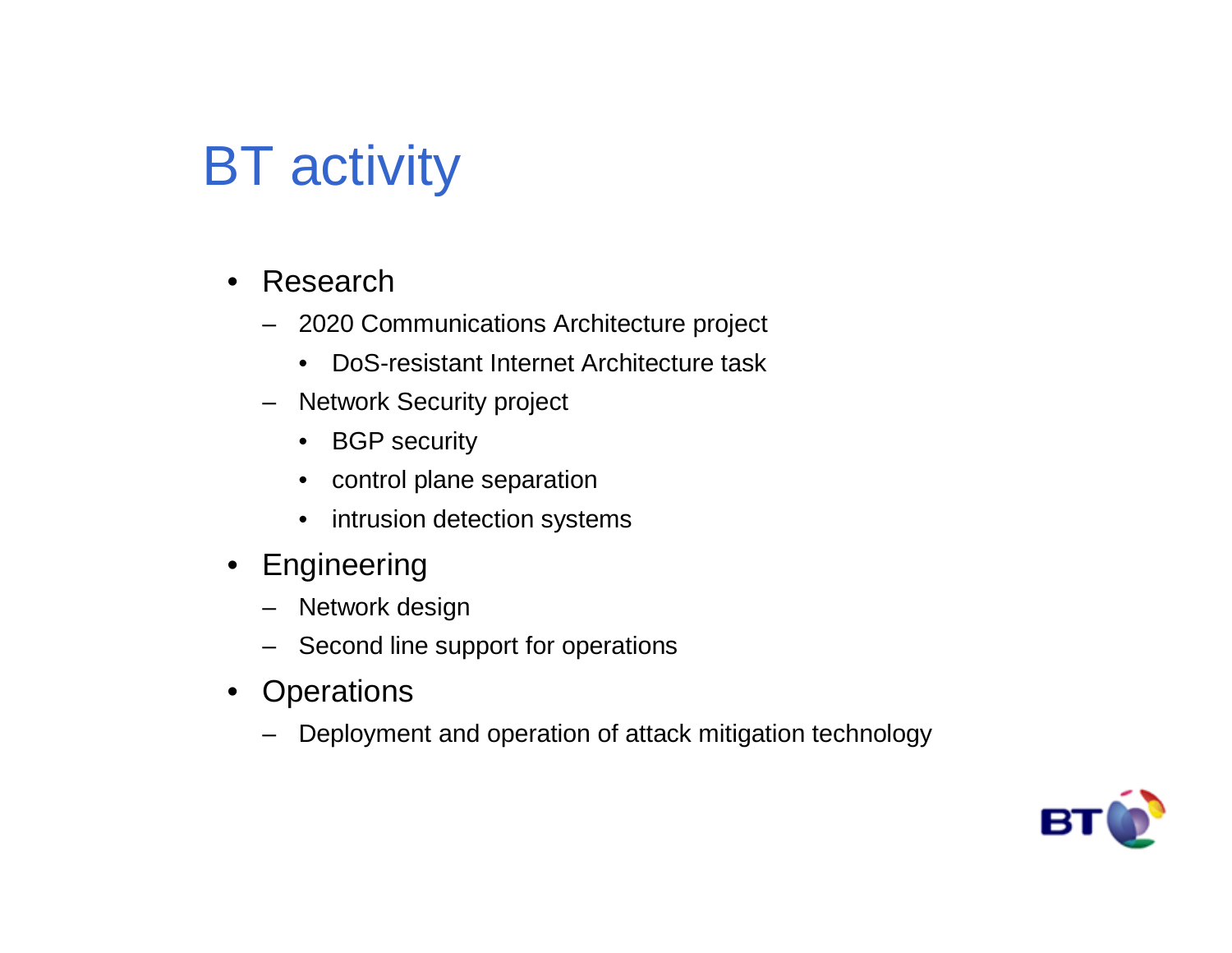# BT activity

- Research
  - 2020 Communications Architecture project
    - DoS-resistant Internet Architecture task
  - Network Security project
    - BGP security
    - control plane separation
    - intrusion detection systems
- Engineering
  - Network design
  - Second line support for operations
- Operations
  - Deployment and operation of attack mitigation technology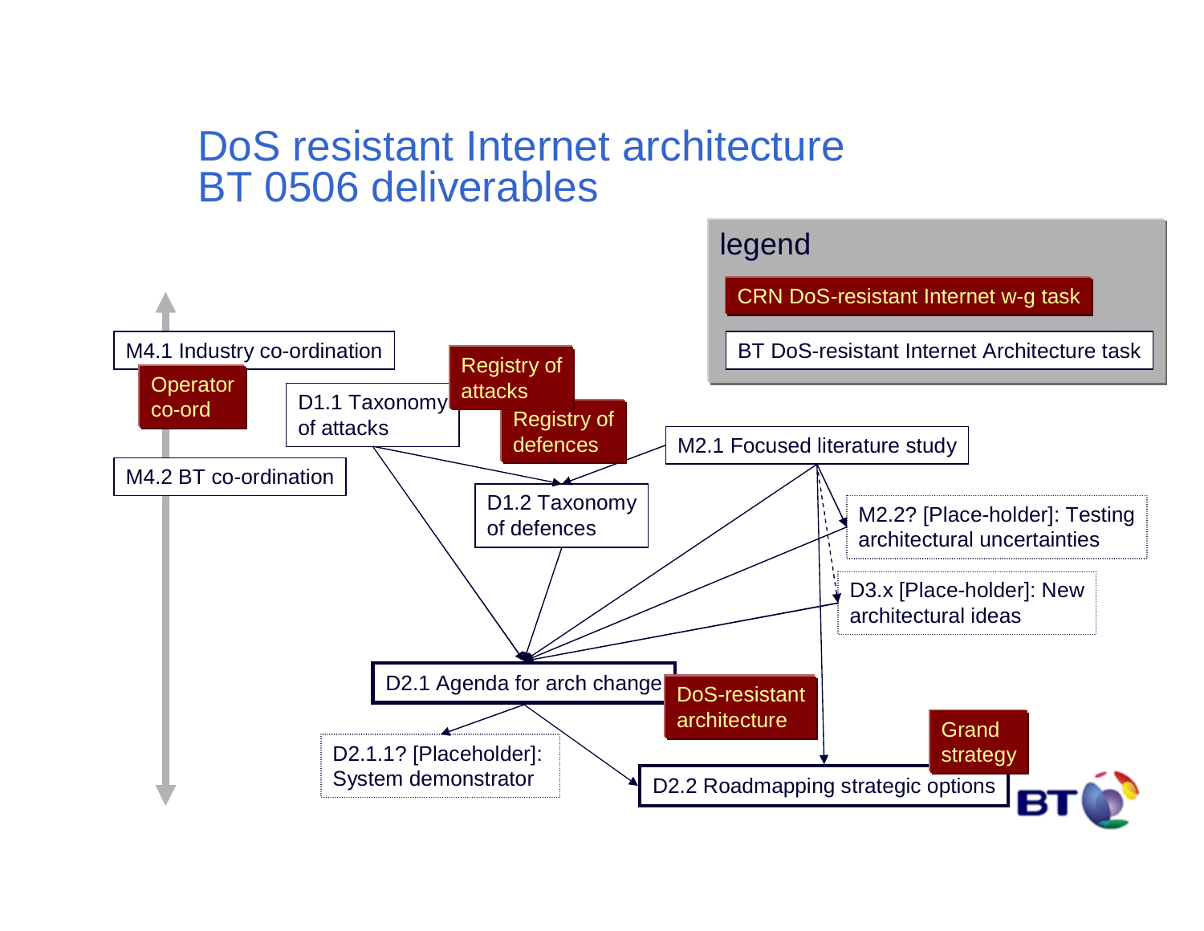# DoS resistant Internet architecture
# BT 0506 deliverables

**legend**

- CRN DoS-resistant Internet w-g task
- BT DoS-resistant Internet Architecture task

M4.1 Industry co-ordination

Operator co-ord

M4.2 BT co-ordination

D1.1 Taxonomy of attacks

Registry of attacks

Registry of defences

D1.2 Taxonomy of defences

M2.1 Focused literature study

M2.2? [Place-holder]: Testing architectural uncertainties

D3.x [Place-holder]: New architectural ideas

D2.1 Agenda for arch change

DoS-resistant architecture

D2.1.1? [Placeholder]: System demonstrator

D2.2 Roadmapping strategic options

Grand strategy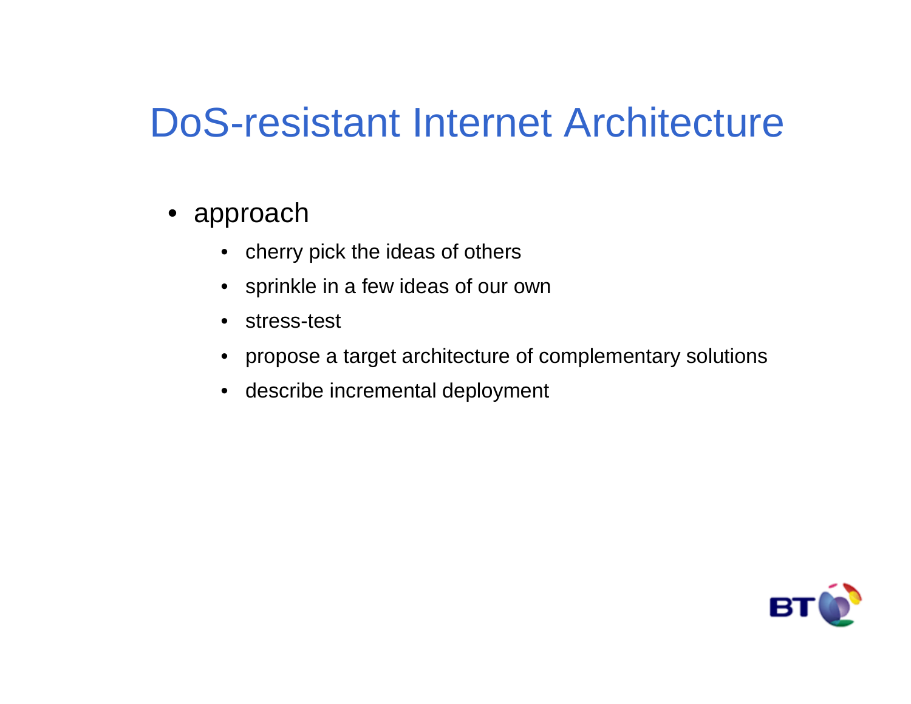# DoS-resistant Internet Architecture

- approach
  - cherry pick the ideas of others
  - sprinkle in a few ideas of our own
  - stress-test
  - propose a target architecture of complementary solutions
  - describe incremental deployment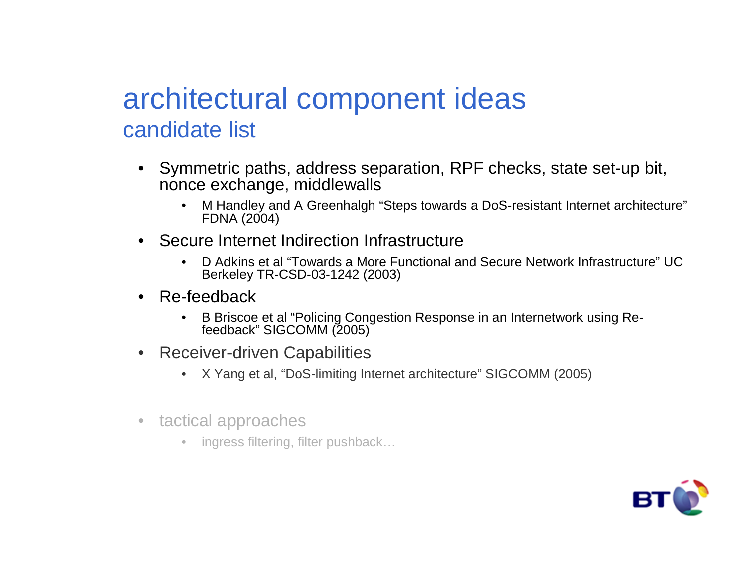# architectural component ideas
## candidate list

- Symmetric paths, address separation, RPF checks, state set-up bit, nonce exchange, middlewalls
  - M Handley and A Greenhalgh “Steps towards a DoS-resistant Internet architecture” FDNA (2004)
- Secure Internet Indirection Infrastructure
  - D Adkins et al “Towards a More Functional and Secure Network Infrastructure” UC Berkeley TR-CSD-03-1242 (2003)
- Re-feedback
  - B Briscoe et al “Policing Congestion Response in an Internetwork using Re-feedback” SIGCOMM (2005)
- Receiver-driven Capabilities
  - X Yang et al, “DoS-limiting Internet architecture” SIGCOMM (2005)

- tactical approaches
  - ingress filtering, filter pushback…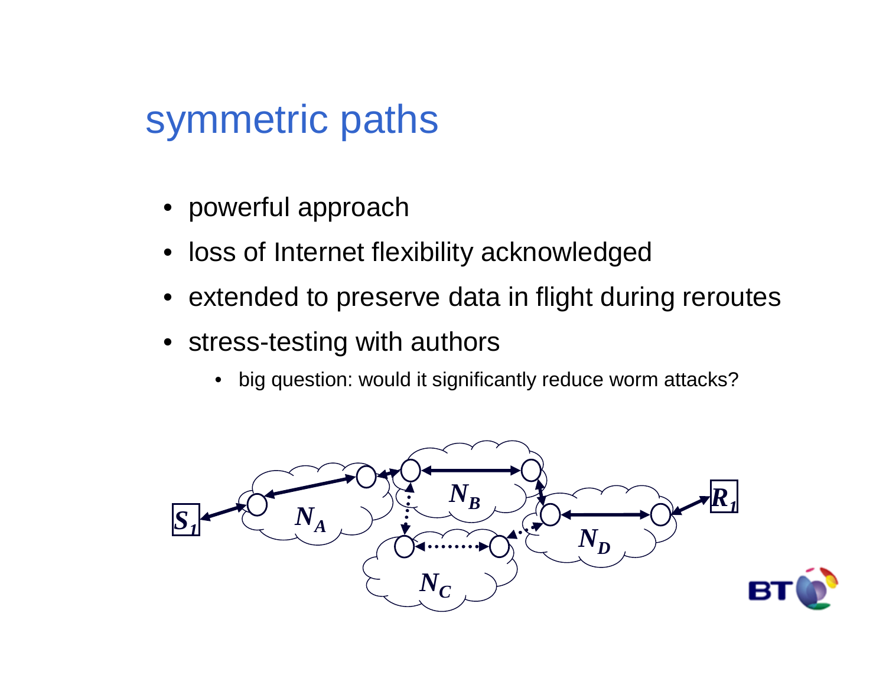# symmetric paths

- powerful approach
- loss of Internet flexibility acknowledged
- extended to preserve data in flight during reroutes
- stress-testing with authors
  - big question: would it significantly reduce worm attacks?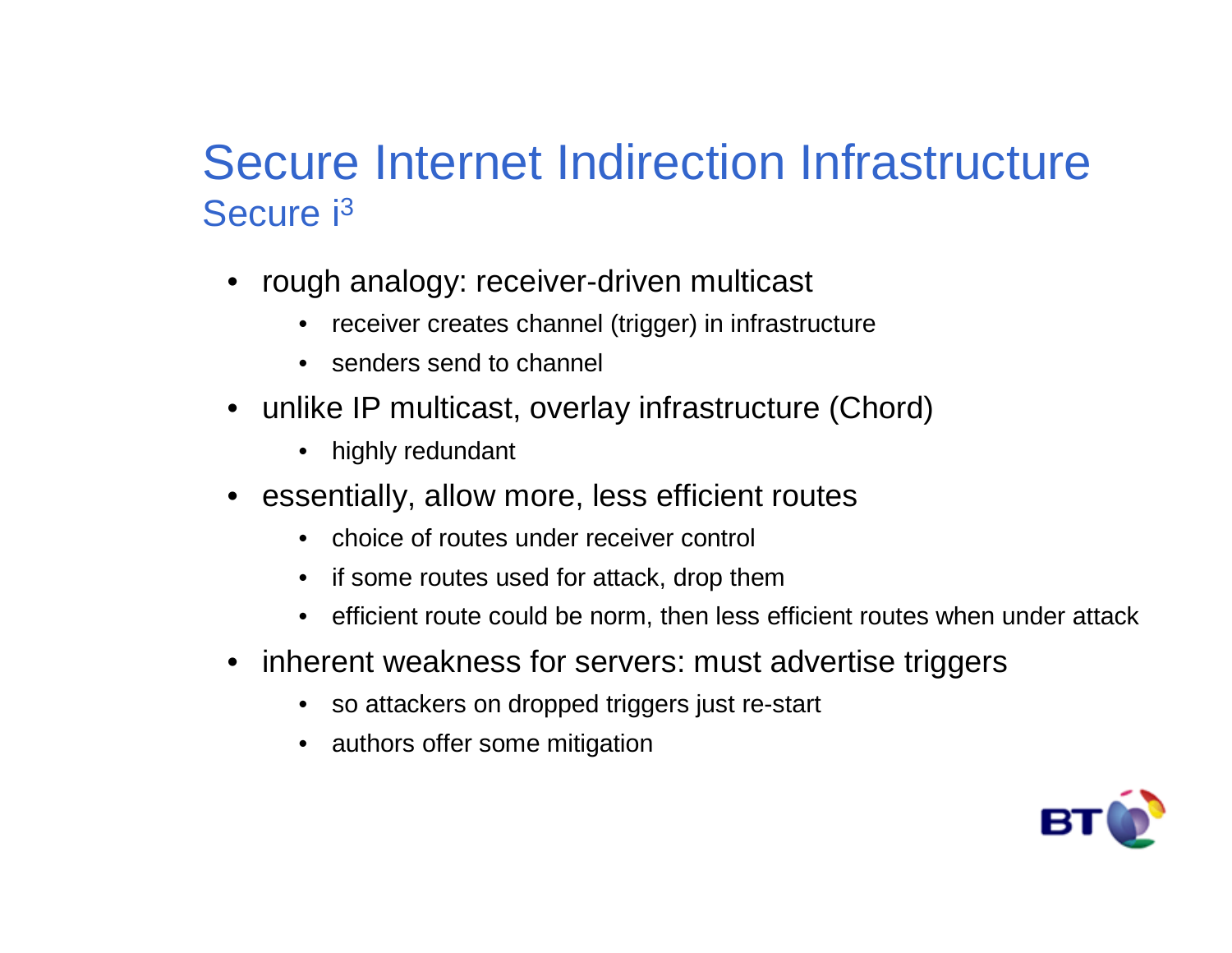# Secure Internet Indirection Infrastructure

## Secure $i^3$

- rough analogy: receiver-driven multicast
  - receiver creates channel (trigger) in infrastructure
  - senders send to channel
- unlike IP multicast, overlay infrastructure (Chord)
  - highly redundant
- essentially, allow more, less efficient routes
  - choice of routes under receiver control
  - if some routes used for attack, drop them
  - efficient route could be norm, then less efficient routes when under attack
- inherent weakness for servers: must advertise triggers
  - so attackers on dropped triggers just re-start
  - authors offer some mitigation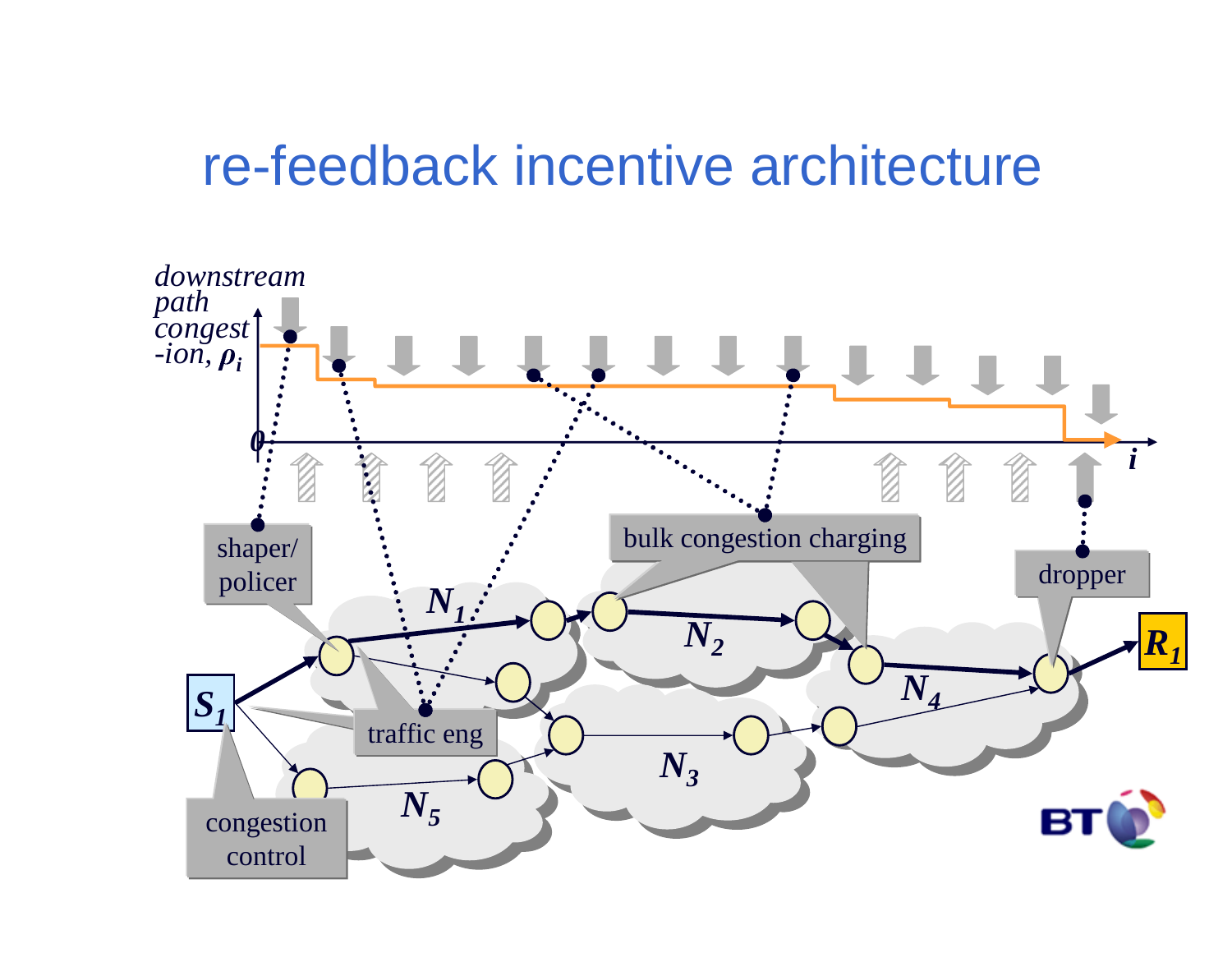# re-feedback incentive architecture

*downstream path congest-ion, $\rho_i$*

0

$i$

shaper/ policer

bulk congestion charging

dropper

traffic eng

congestion control

$N_1$

$N_2$

$N_3$

$N_4$

$N_5$

$S_1$

$R_1$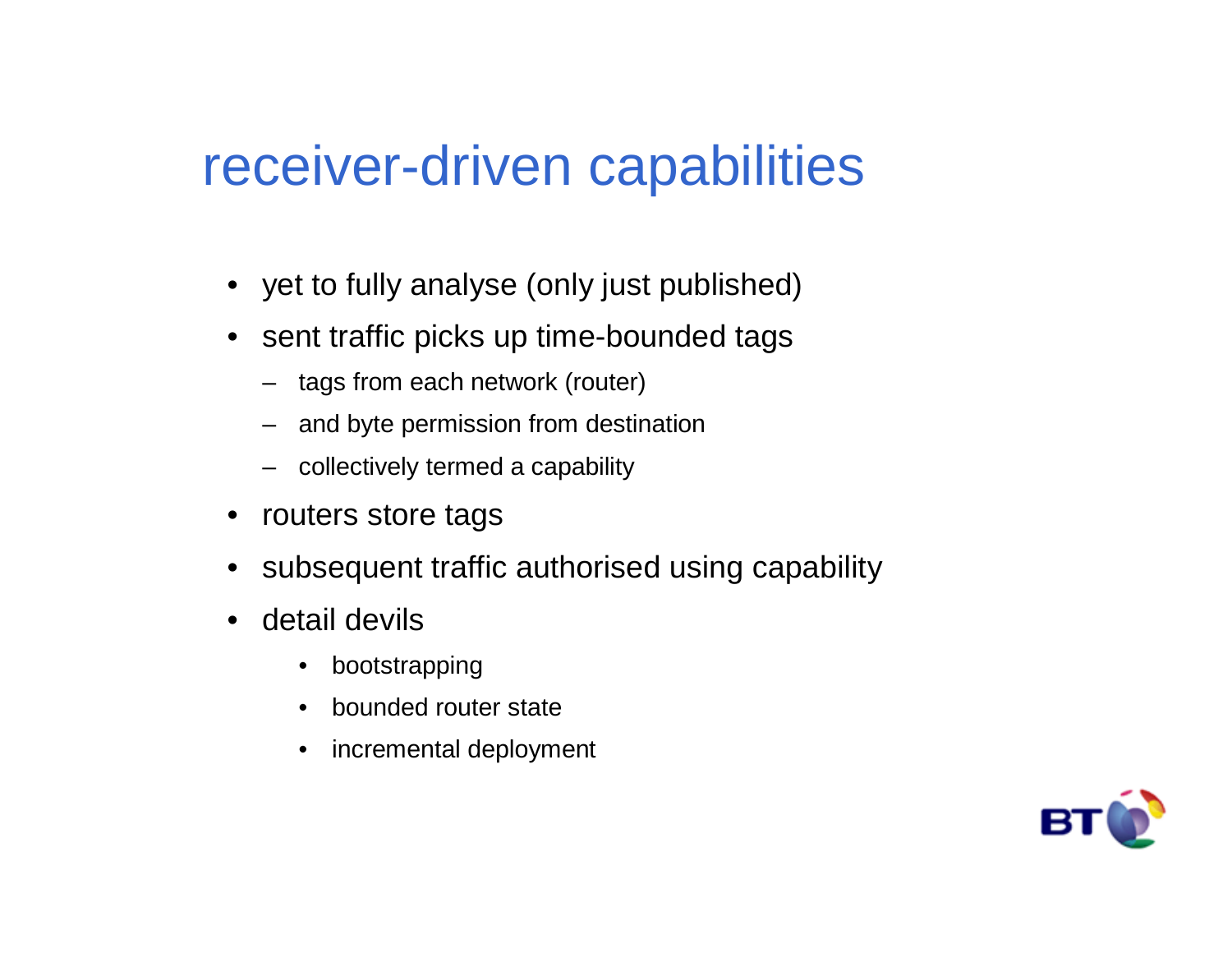# receiver-driven capabilities

- yet to fully analyse (only just published)
- sent traffic picks up time-bounded tags
  - tags from each network (router)
  - and byte permission from destination
  - collectively termed a capability
- routers store tags
- subsequent traffic authorised using capability
- detail devils
  - bootstrapping
  - bounded router state
  - incremental deployment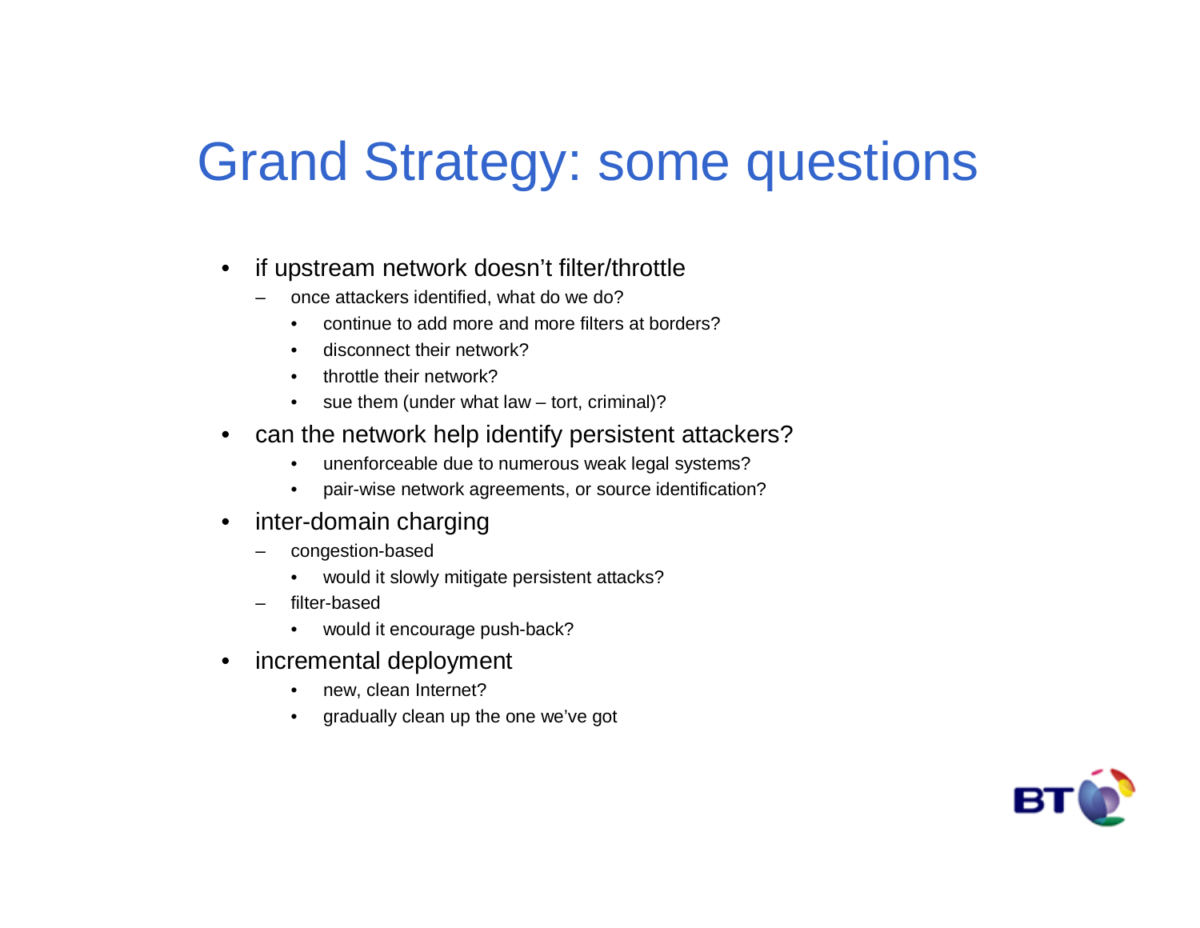# Grand Strategy: some questions

- if upstream network doesn't filter/throttle
  - once attackers identified, what do we do?
    - continue to add more and more filters at borders?
    - disconnect their network?
    - throttle their network?
    - sue them (under what law – tort, criminal)?
- can the network help identify persistent attackers?
    - unenforceable due to numerous weak legal systems?
    - pair-wise network agreements, or source identification?
- inter-domain charging
  - congestion-based
    - would it slowly mitigate persistent attacks?
  - filter-based
    - would it encourage push-back?
- incremental deployment
    - new, clean Internet?
    - gradually clean up the one we've got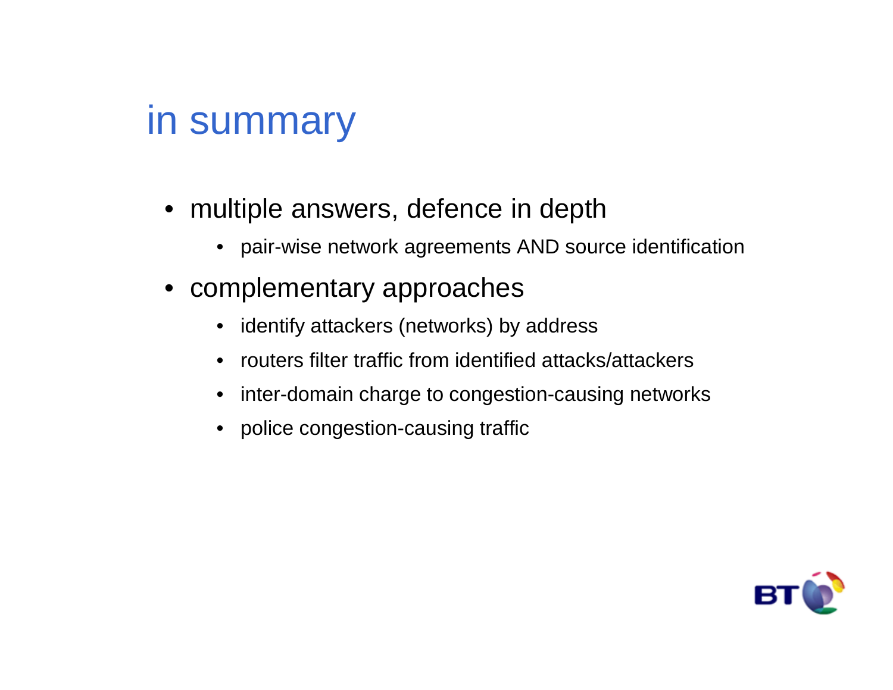# in summary

- multiple answers, defence in depth
  - pair-wise network agreements AND source identification
- complementary approaches
  - identify attackers (networks) by address
  - routers filter traffic from identified attacks/attackers
  - inter-domain charge to congestion-causing networks
  - police congestion-causing traffic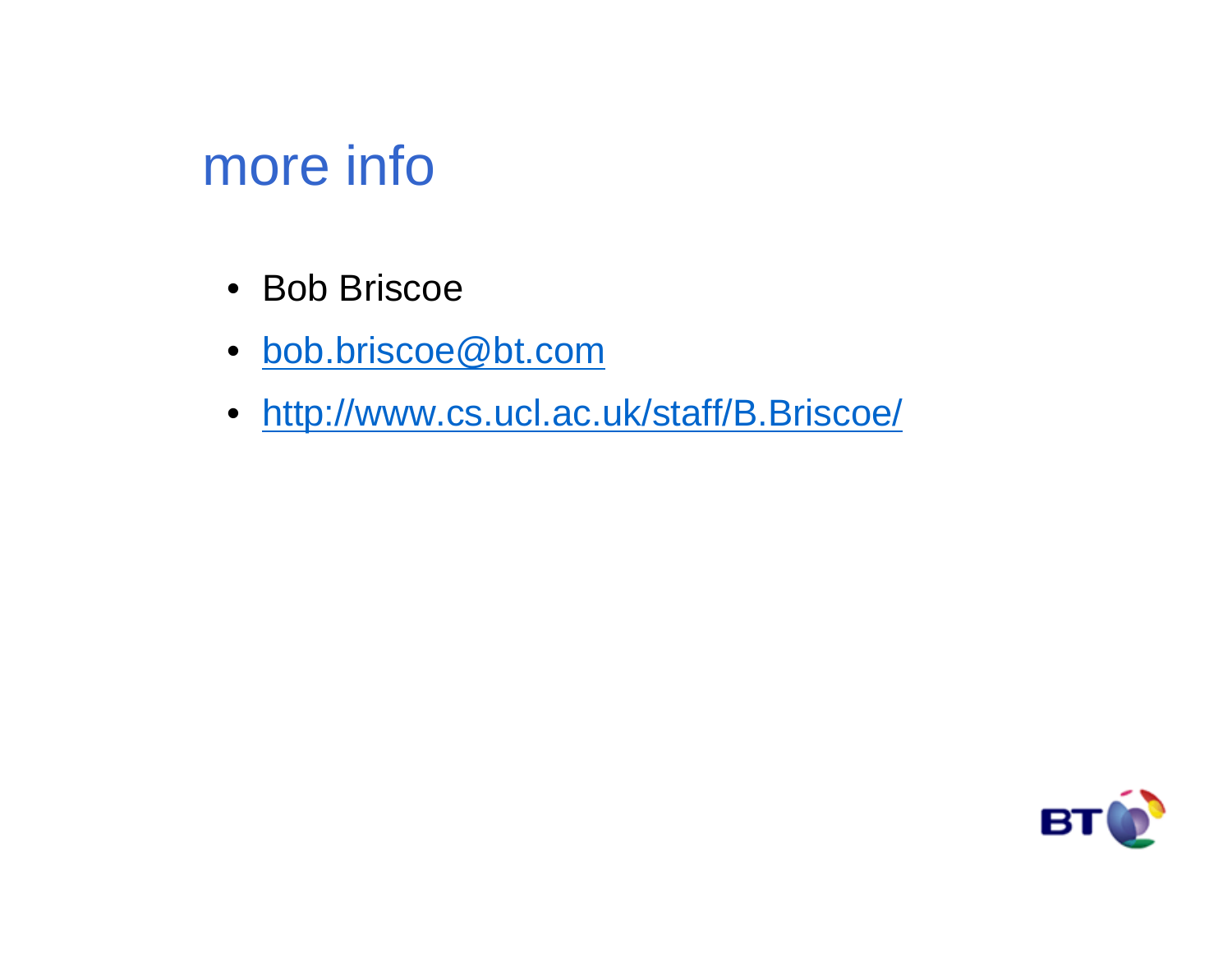# more info

- Bob Briscoe
- bob.briscoe@bt.com
- http://www.cs.ucl.ac.uk/staff/B.Briscoe/